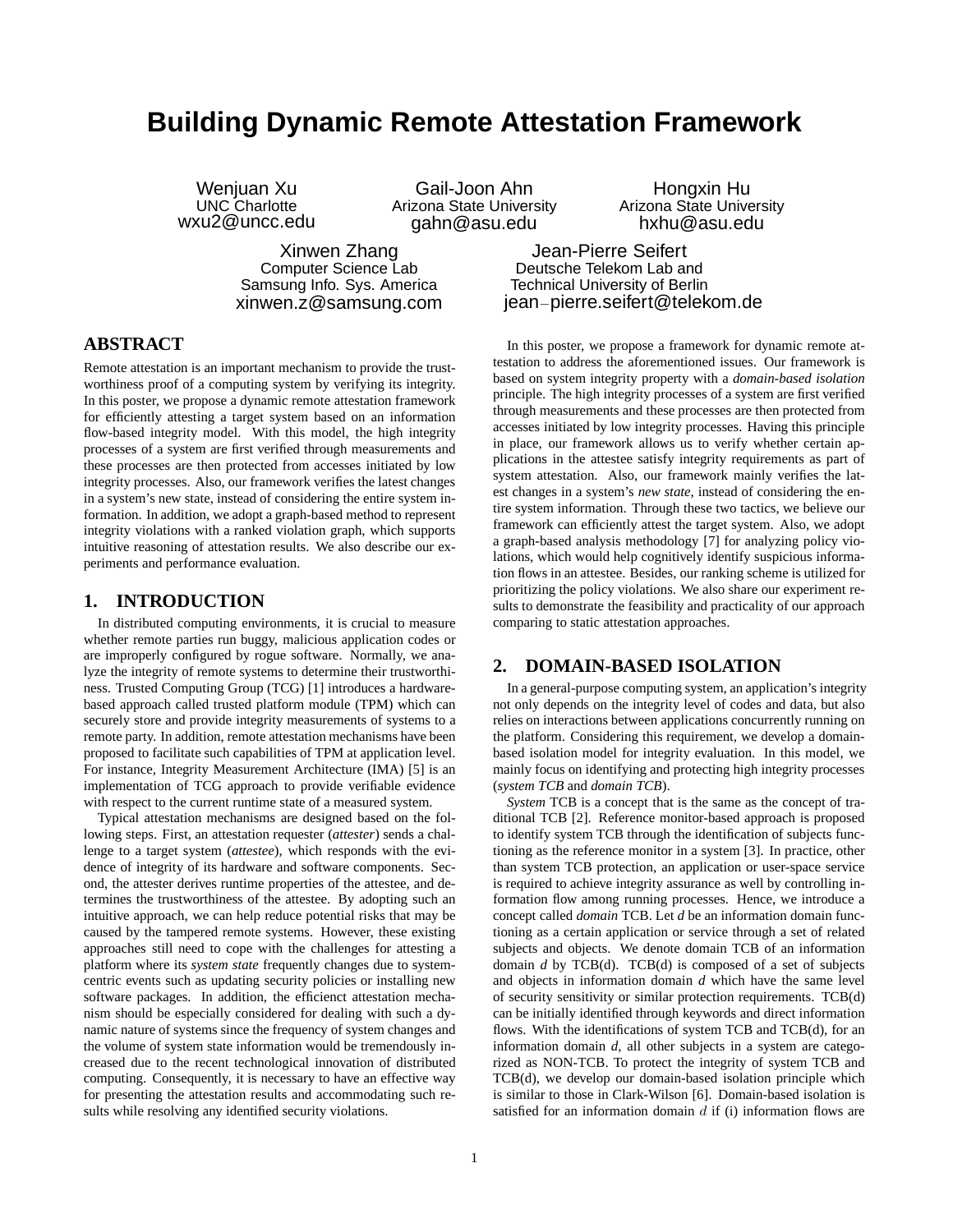# Building Dynamic Remote Attestation Framework

Wenjuan Xu
UNC Charlotte
wxu2@uncc.edu

Gail-Joon Ahn
Arizona State University
gahn@asu.edu

Hongxin Hu
Arizona State University
hxhu@asu.edu

Xinwen Zhang
Computer Science Lab
Samsung Info. Sys. America
xinwen.z@samsung.com

Jean-Pierre Seifert
Deutsche Telekom Lab and
Technical University of Berlin
jean−pierre.seifert@telekom.de

## ABSTRACT

Remote attestation is an important mechanism to provide the trustworthiness proof of a computing system by verifying its integrity. In this poster, we propose a dynamic remote attestation framework for efficiently attesting a target system based on an information flow-based integrity model. With this model, the high integrity processes of a system are first verified through measurements and these processes are then protected from accesses initiated by low integrity processes. Also, our framework verifies the latest changes in a system's new state, instead of considering the entire system information. In addition, we adopt a graph-based method to represent integrity violations with a ranked violation graph, which supports intuitive reasoning of attestation results. We also describe our experiments and performance evaluation.

## 1. INTRODUCTION

In distributed computing environments, it is crucial to measure whether remote parties run buggy, malicious application codes or are improperly configured by rogue software. Normally, we analyze the integrity of remote systems to determine their trustworthiness. Trusted Computing Group (TCG) [1] introduces a hardware-based approach called trusted platform module (TPM) which can securely store and provide integrity measurements of systems to a remote party. In addition, remote attestation mechanisms have been proposed to facilitate such capabilities of TPM at application level. For instance, Integrity Measurement Architecture (IMA) [5] is an implementation of TCG approach to provide verifiable evidence with respect to the current runtime state of a measured system.

Typical attestation mechanisms are designed based on the following steps. First, an attestation requester (*attester*) sends a challenge to a target system (*attestee*), which responds with the evidence of integrity of its hardware and software components. Second, the attester derives runtime properties of the attestee, and determines the trustworthiness of the attestee. By adopting such an intuitive approach, we can help reduce potential risks that may be caused by the tampered remote systems. However, these existing approaches still need to cope with the challenges for attesting a platform where its *system state* frequently changes due to system-centric events such as updating security policies or installing new software packages. In addition, the efficienct attestation mechanism should be especially considered for dealing with such a dynamic nature of systems since the frequency of system changes and the volume of system state information would be tremendously increased due to the recent technological innovation of distributed computing. Consequently, it is necessary to have an effective way for presenting the attestation results and accommodating such results while resolving any identified security violations.

In this poster, we propose a framework for dynamic remote attestation to address the aforementioned issues. Our framework is based on system integrity property with a *domain-based isolation* principle. The high integrity processes of a system are first verified through measurements and these processes are then protected from accesses initiated by low integrity processes. Having this principle in place, our framework allows us to verify whether certain applications in the attestee satisfy integrity requirements as part of system attestation. Also, our framework mainly verifies the latest changes in a system's *new state*, instead of considering the entire system information. Through these two tactics, we believe our framework can efficiently attest the target system. Also, we adopt a graph-based analysis methodology [7] for analyzing policy violations, which would help cognitively identify suspicious information flows in an attestee. Besides, our ranking scheme is utilized for prioritizing the policy violations. We also share our experiment results to demonstrate the feasibility and practicality of our approach comparing to static attestation approaches.

## 2. DOMAIN-BASED ISOLATION

In a general-purpose computing system, an application's integrity not only depends on the integrity level of codes and data, but also relies on interactions between applications concurrently running on the platform. Considering this requirement, we develop a domain-based isolation model for integrity evaluation. In this model, we mainly focus on identifying and protecting high integrity processes (*system TCB* and *domain TCB*).

*System* TCB is a concept that is the same as the concept of traditional TCB [2]. Reference monitor-based approach is proposed to identify system TCB through the identification of subjects functioning as the reference monitor in a system [3]. In practice, other than system TCB protection, an application or user-space service is required to achieve integrity assurance as well by controlling information flow among running processes. Hence, we introduce a concept called *domain* TCB. Let *d* be an information domain functioning as a certain application or service through a set of related subjects and objects. We denote domain TCB of an information domain *d* by TCB(d). TCB(d) is composed of a set of subjects and objects in information domain *d* which have the same level of security sensitivity or similar protection requirements. TCB(d) can be initially identified through keywords and direct information flows. With the identifications of system TCB and TCB(d), for an information domain *d*, all other subjects in a system are categorized as NON-TCB. To protect the integrity of system TCB and TCB(d), we develop our domain-based isolation principle which is similar to those in Clark-Wilson [6]. Domain-based isolation is satisfied for an information domain $d$ if (i) information flows are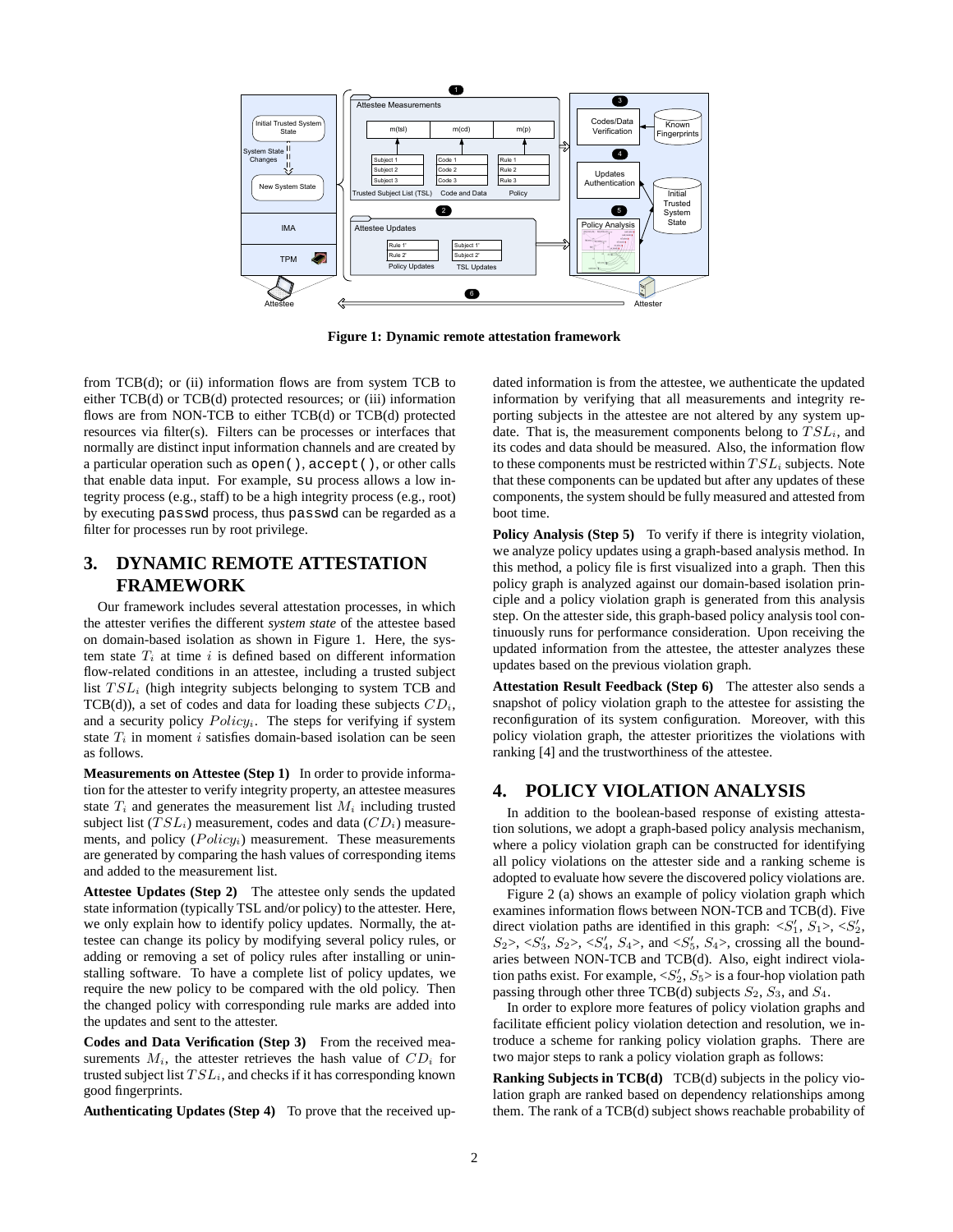**Figure 1: Dynamic remote attestation framework**

from TCB(d); or (ii) information flows are from system TCB to either TCB(d) or TCB(d) protected resources; or (iii) information flows are from NON-TCB to either TCB(d) or TCB(d) protected resources via filter(s). Filters can be processes or interfaces that normally are distinct input information channels and are created by a particular operation such as `open()`, `accept()`, or other calls that enable data input. For example, `su` process allows a low integrity process (e.g., staff) to be a high integrity process (e.g., root) by executing `passwd` process, thus `passwd` can be regarded as a filter for processes run by root privilege.

# 3. DYNAMIC REMOTE ATTESTATION FRAMEWORK

Our framework includes several attestation processes, in which the attester verifies the different *system state* of the attestee based on domain-based isolation as shown in Figure 1. Here, the system state $T_i$ at time $i$ is defined based on different information flow-related conditions in an attestee, including a trusted subject list $TSL_i$ (high integrity subjects belonging to system TCB and TCB(d)), a set of codes and data for loading these subjects $CD_i$, and a security policy $Policy_i$. The steps for verifying if system state $T_i$ in moment $i$ satisfies domain-based isolation can be seen as follows.

**Measurements on Attestee (Step 1)** In order to provide information for the attester to verify integrity property, an attestee measures state $T_i$ and generates the measurement list $M_i$ including trusted subject list ($TSL_i$) measurement, codes and data ($CD_i$) measurements, and policy ($Policy_i$) measurement. These measurements are generated by comparing the hash values of corresponding items and added to the measurement list.

**Attestee Updates (Step 2)** The attestee only sends the updated state information (typically TSL and/or policy) to the attester. Here, we only explain how to identify policy updates. Normally, the attestee can change its policy by modifying several policy rules, or adding or removing a set of policy rules after installing or uninstalling software. To have a complete list of policy updates, we require the new policy to be compared with the old policy. Then the changed policy with corresponding rule marks are added into the updates and sent to the attester.

**Codes and Data Verification (Step 3)** From the received measurements $M_i$, the attester retrieves the hash value of $CD_i$ for trusted subject list $TSL_i$, and checks if it has corresponding known good fingerprints.

**Authenticating Updates (Step 4)** To prove that the received updated information is from the attestee, we authenticate the updated information by verifying that all measurements and integrity reporting subjects in the attestee are not altered by any system update. That is, the measurement components belong to $TSL_i$, and its codes and data should be measured. Also, the information flow to these components must be restricted within $TSL_i$ subjects. Note that these components can be updated but after any updates of these components, the system should be fully measured and attested from boot time.

**Policy Analysis (Step 5)** To verify if there is integrity violation, we analyze policy updates using a graph-based analysis method. In this method, a policy file is first visualized into a graph. Then this policy graph is analyzed against our domain-based isolation principle and a policy violation graph is generated from this analysis step. On the attester side, this graph-based policy analysis tool continuously runs for performance consideration. Upon receiving the updated information from the attestee, the attester analyzes these updates based on the previous violation graph.

**Attestation Result Feedback (Step 6)** The attester also sends a snapshot of policy violation graph to the attestee for assisting the reconfiguration of its system configuration. Moreover, with this policy violation graph, the attester prioritizes the violations with ranking [4] and the trustworthiness of the attestee.

# 4. POLICY VIOLATION ANALYSIS

In addition to the boolean-based response of existing attestation solutions, we adopt a graph-based policy analysis mechanism, where a policy violation graph can be constructed for identifying all policy violations on the attester side and a ranking scheme is adopted to evaluate how severe the discovered policy violations are.

Figure 2 (a) shows an example of policy violation graph which examines information flows between NON-TCB and TCB(d). Five direct violation paths are identified in this graph: <$S'_1$, $S_1$>, <$S'_2$, $S_2$>, <$S'_3$, $S_2$>, <$S'_4$, $S_4$>, and <$S'_5$, $S_4$>, crossing all the boundaries between NON-TCB and TCB(d). Also, eight indirect violation paths exist. For example, <$S'_2$, $S_5$> is a four-hop violation path passing through other three TCB(d) subjects $S_2$, $S_3$, and $S_4$.

In order to explore more features of policy violation graphs and facilitate efficient policy violation detection and resolution, we introduce a scheme for ranking policy violation graphs. There are two major steps to rank a policy violation graph as follows:

**Ranking Subjects in TCB(d)** TCB(d) subjects in the policy violation graph are ranked based on dependency relationships among them. The rank of a TCB(d) subject shows reachable probability of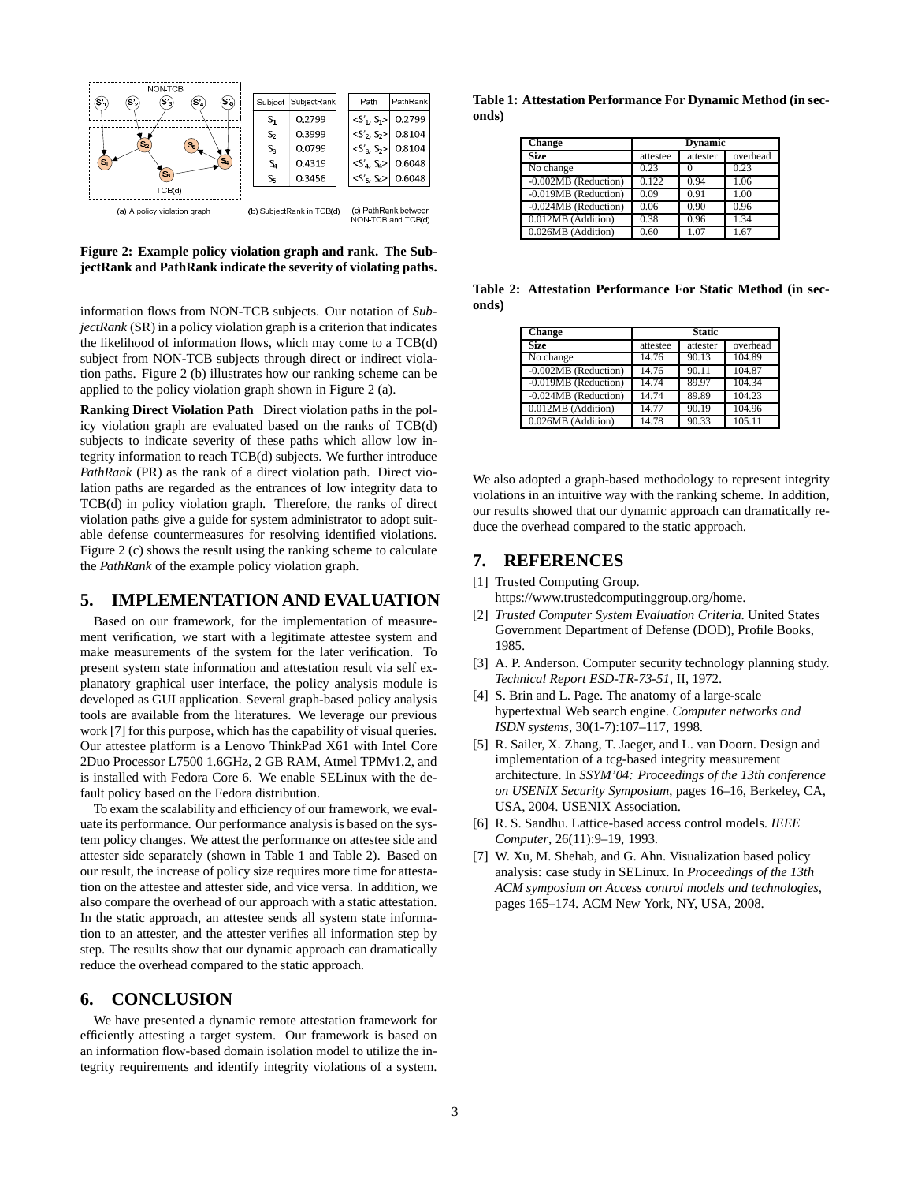(a) A policy violation graph

NON-TCB

TCB(d)

| Subject | SubjectRank |
|---|---|
| $S_1$ | 0.2799 |
| $S_2$ | 0.3999 |
| $S_3$ | 0.0799 |
| $S_4$ | 0.4319 |
| $S_5$ | 0.3456 |

(b) SubjectRank in TCB(d)

| Path | PathRank |
|---|---|
| $<S'_1, S_1>$ | 0.2799 |
| $<S'_2, S_2>$ | 0.8104 |
| $<S'_3, S_2>$ | 0.8104 |
| $<S'_4, S_4>$ | 0.6048 |
| $<S'_5, S_4>$ | 0.6048 |

(c) PathRank between NON-TCB and TCB(d)

**Figure 2: Example policy violation graph and rank. The SubjectRank and PathRank indicate the severity of violating paths.**

information flows from NON-TCB subjects. Our notation of *SubjectRank* (SR) in a policy violation graph is a criterion that indicates the likelihood of information flows, which may come to a TCB(d) subject from NON-TCB subjects through direct or indirect violation paths. Figure 2 (b) illustrates how our ranking scheme can be applied to the policy violation graph shown in Figure 2 (a).

**Ranking Direct Violation Path** Direct violation paths in the policy violation graph are evaluated based on the ranks of TCB(d) subjects to indicate severity of these paths which allow low integrity information to reach TCB(d) subjects. We further introduce *PathRank* (PR) as the rank of a direct violation path. Direct violation paths are regarded as the entrances of low integrity data to TCB(d) in policy violation graph. Therefore, the ranks of direct violation paths give a guide for system administrator to adopt suitable defense countermeasures for resolving identified violations. Figure 2 (c) shows the result using the ranking scheme to calculate the *PathRank* of the example policy violation graph.

## 5. IMPLEMENTATION AND EVALUATION

Based on our framework, for the implementation of measurement verification, we start with a legitimate attestee system and make measurements of the system for the later verification. To present system state information and attestation result via self explanatory graphical user interface, the policy analysis module is developed as GUI application. Several graph-based policy analysis tools are available from the literatures. We leverage our previous work [7] for this purpose, which has the capability of visual queries. Our attestee platform is a Lenovo ThinkPad X61 with Intel Core 2Duo Processor L7500 1.6GHz, 2 GB RAM, Atmel TPMv1.2, and is installed with Fedora Core 6. We enable SELinux with the default policy based on the Fedora distribution.

To exam the scalability and efficiency of our framework, we evaluate its performance. Our performance analysis is based on the system policy changes. We attest the performance on attestee side and attester side separately (shown in Table 1 and Table 2). Based on our result, the increase of policy size requires more time for attestation on the attestee and attester side, and vice versa. In addition, we also compare the overhead of our approach with a static attestation. In the static approach, an attestee sends all system state information to an attester, and the attester verifies all information step by step. The results show that our dynamic approach can dramatically reduce the overhead compared to the static approach.

## 6. CONCLUSION

We have presented a dynamic remote attestation framework for efficiently attesting a target system. Our framework is based on an information flow-based domain isolation model to utilize the integrity requirements and identify integrity violations of a system.

**Table 1: Attestation Performance For Dynamic Method (in seconds)**

| Change | Dynamic | | |
|---|---|---|---|
| Size | attestee | attester | overhead |
| No change | 0.23 | 0 | 0.23 |
| -0.002MB (Reduction) | 0.122 | 0.94 | 1.06 |
| -0.019MB (Reduction) | 0.09 | 0.91 | 1.00 |
| -0.024MB (Reduction) | 0.06 | 0.90 | 0.96 |
| 0.012MB (Addition) | 0.38 | 0.96 | 1.34 |
| 0.026MB (Addition) | 0.60 | 1.07 | 1.67 |

**Table 2: Attestation Performance For Static Method (in seconds)**

| Change | Static | | |
|---|---|---|---|
| Size | attestee | attester | overhead |
| No change | 14.76 | 90.13 | 104.89 |
| -0.002MB (Reduction) | 14.76 | 90.11 | 104.87 |
| -0.019MB (Reduction) | 14.74 | 89.97 | 104.34 |
| -0.024MB (Reduction) | 14.74 | 89.89 | 104.23 |
| 0.012MB (Addition) | 14.77 | 90.19 | 104.96 |
| 0.026MB (Addition) | 14.78 | 90.33 | 105.11 |

We also adopted a graph-based methodology to represent integrity violations in an intuitive way with the ranking scheme. In addition, our results showed that our dynamic approach can dramatically reduce the overhead compared to the static approach.

## 7. REFERENCES

[1] Trusted Computing Group. https://www.trustedcomputinggroup.org/home.

[2] *Trusted Computer System Evaluation Criteria*. United States Government Department of Defense (DOD), Profile Books, 1985.

[3] A. P. Anderson. Computer security technology planning study. *Technical Report ESD-TR-73-51*, II, 1972.

[4] S. Brin and L. Page. The anatomy of a large-scale hypertextual Web search engine. *Computer networks and ISDN systems*, 30(1-7):107–117, 1998.

[5] R. Sailer, X. Zhang, T. Jaeger, and L. van Doorn. Design and implementation of a tcg-based integrity measurement architecture. In *SSYM'04: Proceedings of the 13th conference on USENIX Security Symposium*, pages 16–16, Berkeley, CA, USA, 2004. USENIX Association.

[6] R. S. Sandhu. Lattice-based access control models. *IEEE Computer*, 26(11):9–19, 1993.

[7] W. Xu, M. Shehab, and G. Ahn. Visualization based policy analysis: case study in SELinux. In *Proceedings of the 13th ACM symposium on Access control models and technologies*, pages 165–174. ACM New York, NY, USA, 2008.